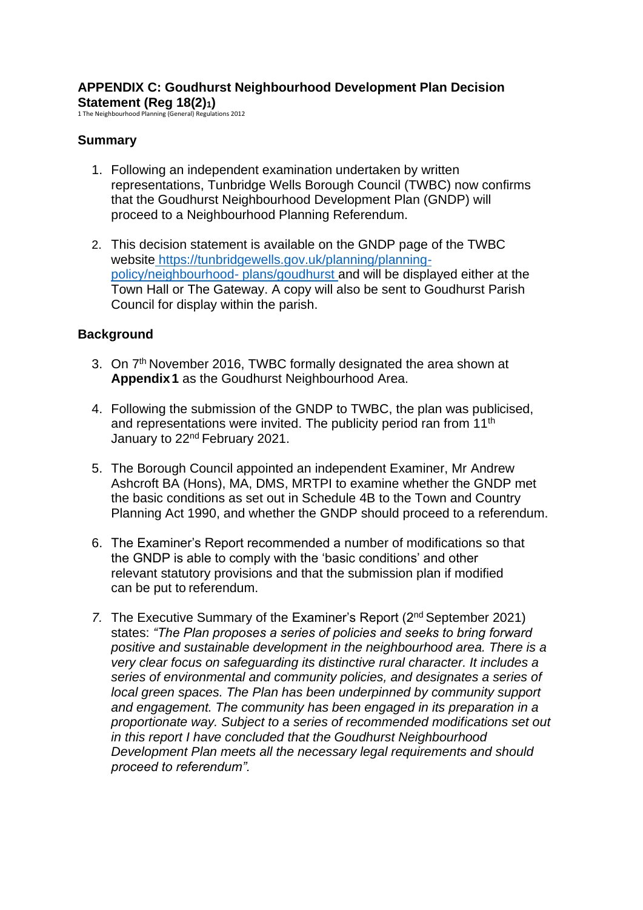# APPENDIX C: Goudhurst Neighbourhood Development Plan Decision Statement (Reg 18(2)[1])

1 The Neighbourhood Planning (General) Regulations 2012

## Summary

1. Following an independent examination undertaken by written representations, Tunbridge Wells Borough Council (TWBC) now confirms that the Goudhurst Neighbourhood Development Plan (GNDP) will proceed to a Neighbourhood Planning Referendum.

2. This decision statement is available on the GNDP page of the TWBC website https://tunbridgewells.gov.uk/planning/planning-policy/neighbourhood- plans/goudhurst and will be displayed either at the Town Hall or The Gateway. A copy will also be sent to Goudhurst Parish Council for display within the parish.

## Background

3. On 7th November 2016, TWBC formally designated the area shown at **Appendix 1** as the Goudhurst Neighbourhood Area.

4. Following the submission of the GNDP to TWBC, the plan was publicised, and representations were invited. The publicity period ran from 11th January to 22nd February 2021.

5. The Borough Council appointed an independent Examiner, Mr Andrew Ashcroft BA (Hons), MA, DMS, MRTPI to examine whether the GNDP met the basic conditions as set out in Schedule 4B to the Town and Country Planning Act 1990, and whether the GNDP should proceed to a referendum.

6. The Examiner's Report recommended a number of modifications so that the GNDP is able to comply with the 'basic conditions' and other relevant statutory provisions and that the submission plan if modified can be put to referendum.

7. The Executive Summary of the Examiner's Report (2nd September 2021) states: *"The Plan proposes a series of policies and seeks to bring forward positive and sustainable development in the neighbourhood area. There is a very clear focus on safeguarding its distinctive rural character. It includes a series of environmental and community policies, and designates a series of local green spaces. The Plan has been underpinned by community support and engagement. The community has been engaged in its preparation in a proportionate way. Subject to a series of recommended modifications set out in this report I have concluded that the Goudhurst Neighbourhood Development Plan meets all the necessary legal requirements and should proceed to referendum".*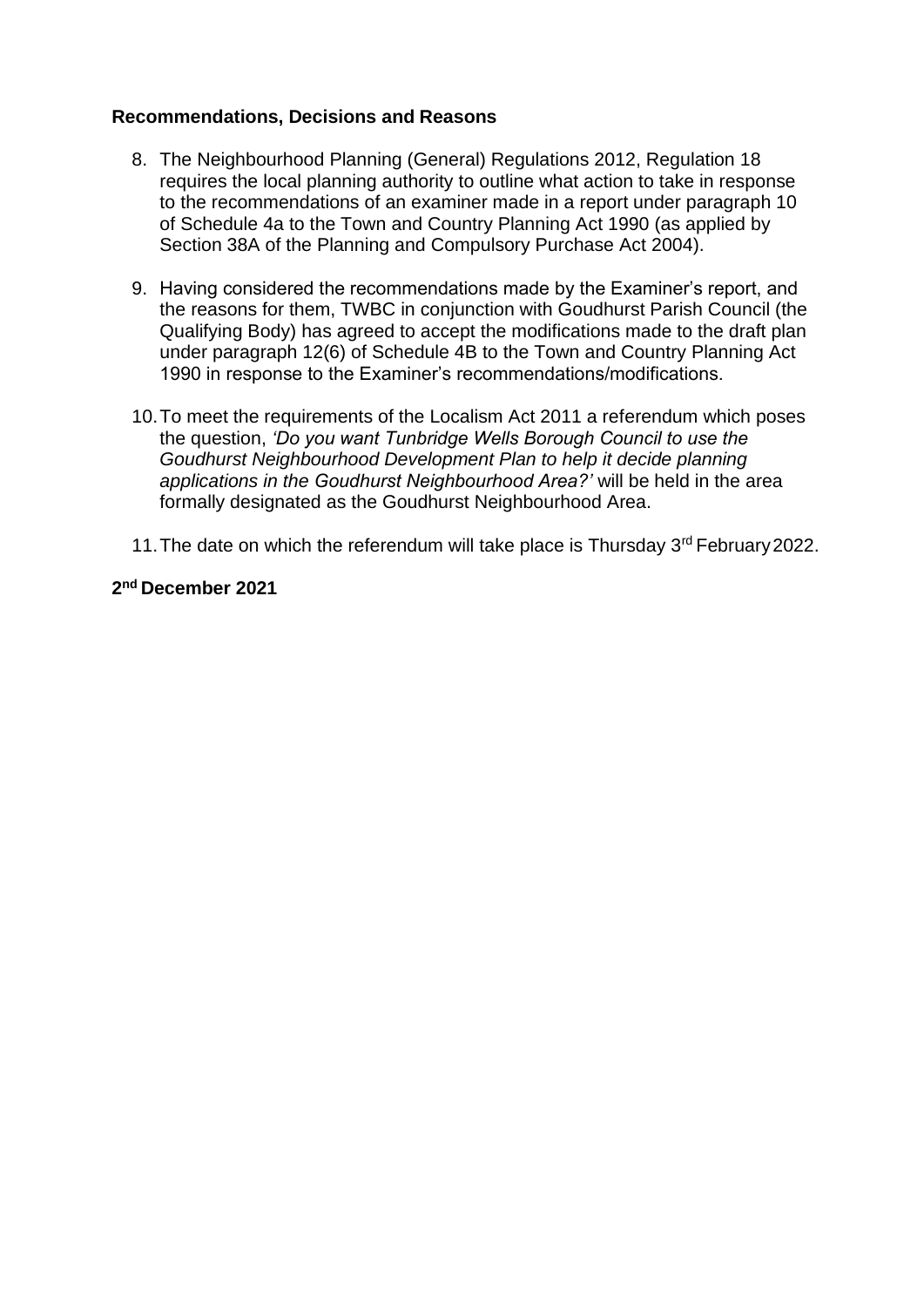**Recommendations, Decisions and Reasons**

8. The Neighbourhood Planning (General) Regulations 2012, Regulation 18 requires the local planning authority to outline what action to take in response to the recommendations of an examiner made in a report under paragraph 10 of Schedule 4a to the Town and Country Planning Act 1990 (as applied by Section 38A of the Planning and Compulsory Purchase Act 2004).

9. Having considered the recommendations made by the Examiner's report, and the reasons for them, TWBC in conjunction with Goudhurst Parish Council (the Qualifying Body) has agreed to accept the modifications made to the draft plan under paragraph 12(6) of Schedule 4B to the Town and Country Planning Act 1990 in response to the Examiner's recommendations/modifications.

10. To meet the requirements of the Localism Act 2011 a referendum which poses the question, *'Do you want Tunbridge Wells Borough Council to use the Goudhurst Neighbourhood Development Plan to help it decide planning applications in the Goudhurst Neighbourhood Area?'* will be held in the area formally designated as the Goudhurst Neighbourhood Area.

11. The date on which the referendum will take place is Thursday 3rd February 2022.

**2nd December 2021**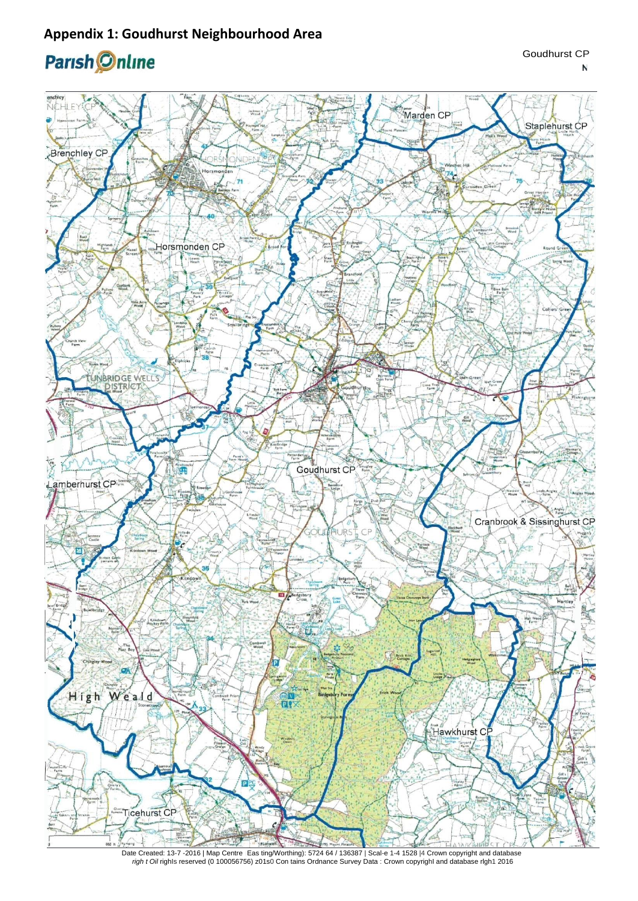## Appendix 1: Goudhurst Neighbourhood Area

Parish Online

Goudhurst CP

Marden CP

Staplehurst CP

Brenchley CP

Horsmonden CP

TUNBRIDGE WELLS DISTRICT

Goudhurst CP

Lamberhurst CP

Cranbrook & Sissinghurst CP

High Weald

Hawkhurst CP

Ticehurst CP

Date Created: 13-7 -2016 | Map Centre Eas ting/Worthing): 5724 64 / 136387 | Scal-e 1-4 1528 |4 Crown copyright and database righ t Oil righls reserved (0 100056756) z01s0 Con tains Ordnance Survey Data : Crown copyrighl and database rlgh1 2016